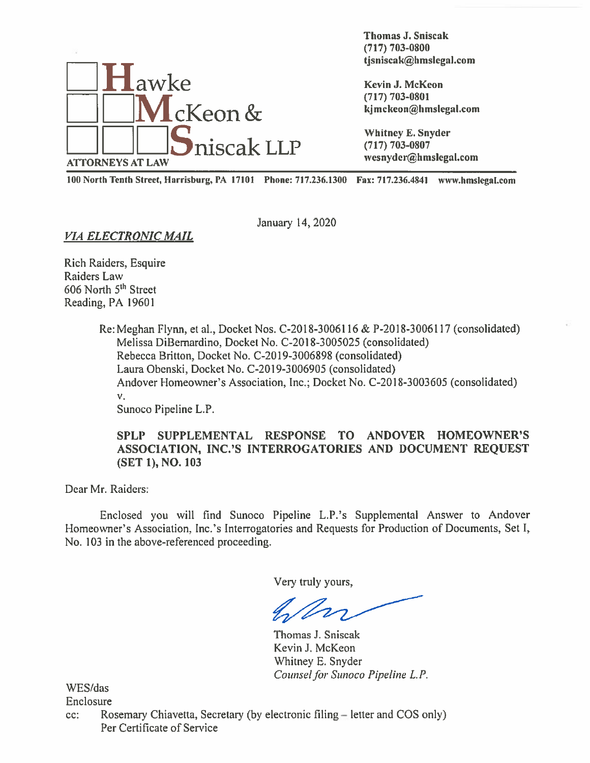Hawke McKeon & Sniscak LLP
ATTORNEYS AT LAW

**Thomas J. Sniscak**
**(717) 703-0800**
**tjsniscak@hmslegal.com**

**Kevin J. McKeon**
**(717) 703-0801**
**kjmckeon@hmslegal.com**

**Whitney E. Snyder**
**(717) 703-0807**
**wesnyder@hmslegal.com**

**100 North Tenth Street, Harrisburg, PA 17101 Phone: 717.236.1300 Fax: 717.236.4841 www.hmslegal.com**

January 14, 2020

***VIA ELECTRONIC MAIL***

Rich Raiders, Esquire
Raiders Law
606 North 5th Street
Reading, PA 19601

Re: Meghan Flynn, et al., Docket Nos. C-2018-3006116 & P-2018-3006117 (consolidated)
Melissa DiBernardino, Docket No. C-2018-3005025 (consolidated)
Rebecca Britton, Docket No. C-2019-3006898 (consolidated)
Laura Obenski, Docket No. C-2019-3006905 (consolidated)
Andover Homeowner's Association, Inc.; Docket No. C-2018-3003605 (consolidated)
v.
Sunoco Pipeline L.P.

**SPLP SUPPLEMENTAL RESPONSE TO ANDOVER HOMEOWNER'S ASSOCIATION, INC.'S INTERROGATORIES AND DOCUMENT REQUEST (SET 1), NO. 103**

Dear Mr. Raiders:

Enclosed you will find Sunoco Pipeline L.P.'s Supplemental Answer to Andover Homeowner's Association, Inc.'s Interrogatories and Requests for Production of Documents, Set I, No. 103 in the above-referenced proceeding.

Very truly yours,

Thomas J. Sniscak
Kevin J. McKeon
Whitney E. Snyder
*Counsel for Sunoco Pipeline L.P.*

WES/das
Enclosure
cc: Rosemary Chiavetta, Secretary (by electronic filing – letter and COS only)
Per Certificate of Service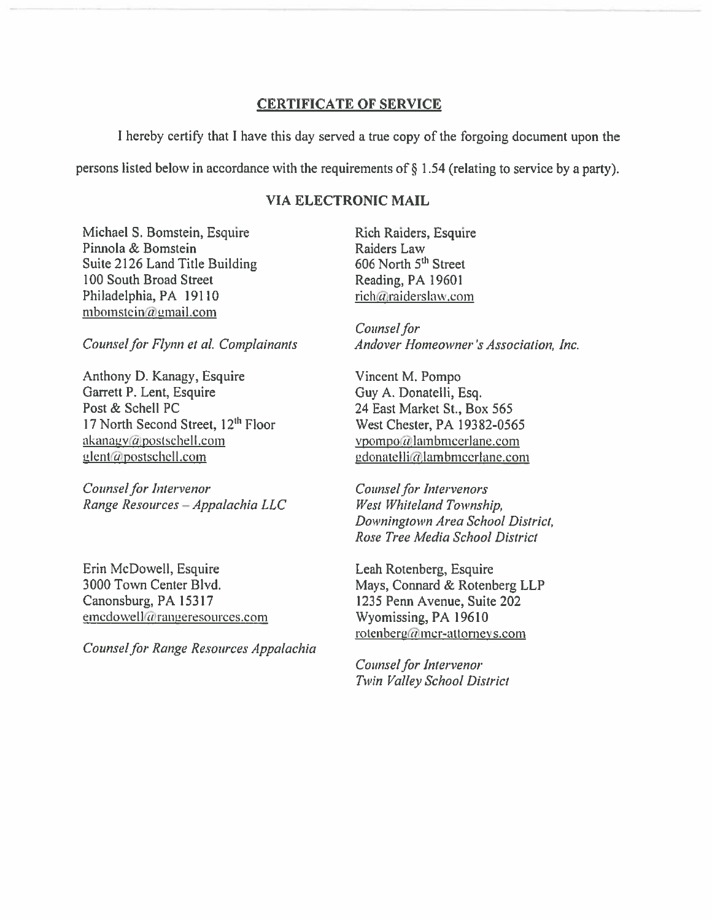## CERTIFICATE OF SERVICE

I hereby certify that I have this day served a true copy of the forgoing document upon the persons listed below in accordance with the requirements of § 1.54 (relating to service by a party).

### VIA ELECTRONIC MAIL

Michael S. Bomstein, Esquire
Pinnola & Bomstein
Suite 2126 Land Title Building
100 South Broad Street
Philadelphia, PA 19110
mbomstein@gmail.com

*Counsel for Flynn et al. Complainants*

Rich Raiders, Esquire
Raiders Law
606 North 5th Street
Reading, PA 19601
rich@raiderslaw.com

*Counsel for Andover Homeowner's Association, Inc.*

Anthony D. Kanagy, Esquire
Garrett P. Lent, Esquire
Post & Schell PC
17 North Second Street, 12th Floor
akanagy@postschell.com
glent@postschell.com

*Counsel for Intervenor Range Resources – Appalachia LLC*

Vincent M. Pompo
Guy A. Donatelli, Esq.
24 East Market St., Box 565
West Chester, PA 19382-0565
vpompo@lambmcerlane.com
gdonatelli@lambmcerlane.com

*Counsel for Intervenors West Whiteland Township, Downingtown Area School District, Rose Tree Media School District*

Erin McDowell, Esquire
3000 Town Center Blvd.
Canonsburg, PA 15317
emcdowell@rangeresources.com

*Counsel for Range Resources Appalachia*

Leah Rotenberg, Esquire
Mays, Connard & Rotenberg LLP
1235 Penn Avenue, Suite 202
Wyomissing, PA 19610
rotenberg@mcr-attorneys.com

*Counsel for Intervenor Twin Valley School District*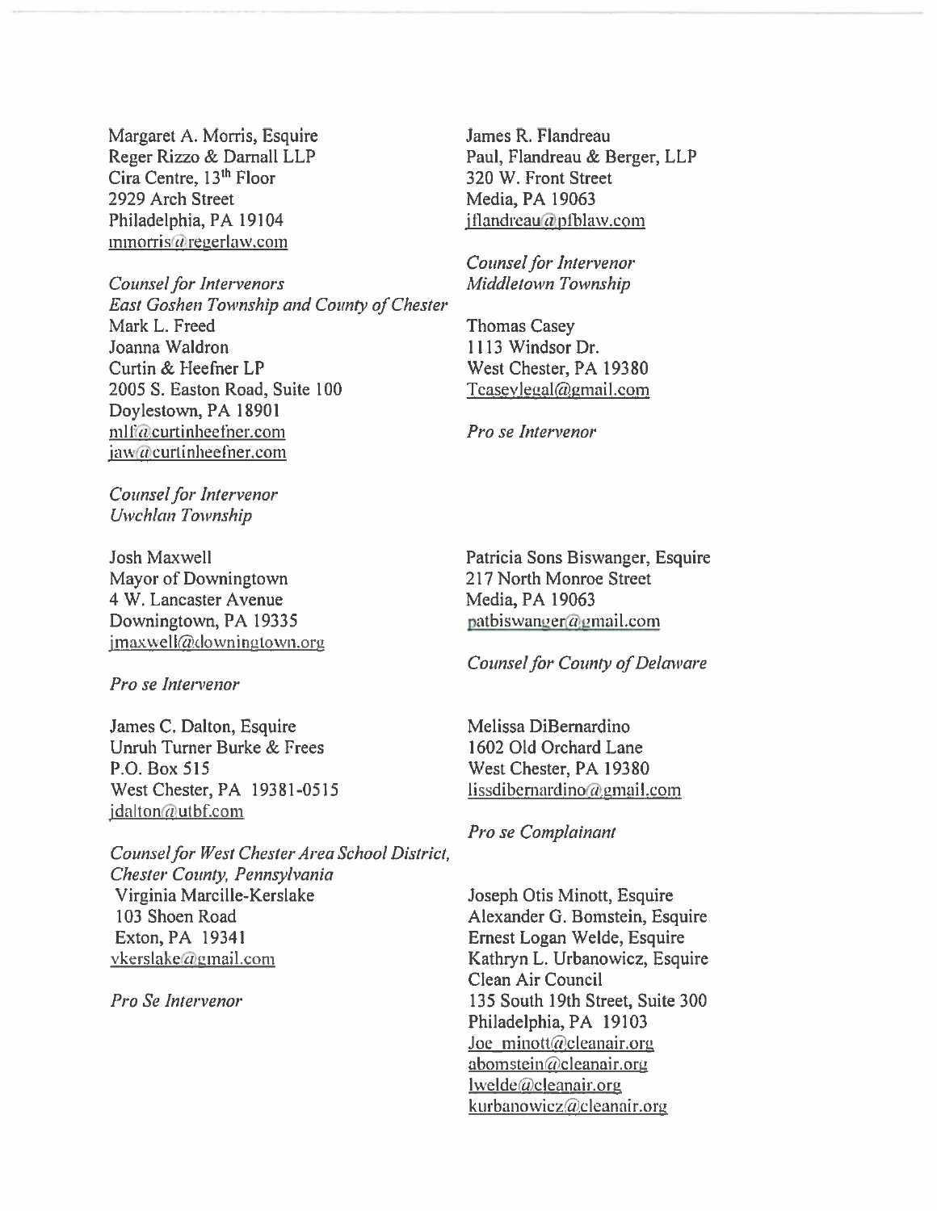Margaret A. Morris, Esquire
Reger Rizzo & Darnall LLP
Cira Centre, 13th Floor
2929 Arch Street
Philadelphia, PA 19104
mmorris@regerlaw.com

*Counsel for Intervenors*
*East Goshen Township and County of Chester*

Mark L. Freed
Joanna Waldron
Curtin & Heefner LP
2005 S. Easton Road, Suite 100
Doylestown, PA 18901
mlf@curtinheefner.com
jaw@curtinheefner.com

*Counsel for Intervenor*
*Uwchlan Township*

Josh Maxwell
Mayor of Downingtown
4 W. Lancaster Avenue
Downingtown, PA 19335
jmaxwell@downingtown.org

*Pro se Intervenor*

James C. Dalton, Esquire
Unruh Turner Burke & Frees
P.O. Box 515
West Chester, PA 19381-0515
jdalton@utbf.com

*Counsel for West Chester Area School District, Chester County, Pennsylvania*

Virginia Marcille-Kerslake
103 Shoen Road
Exton, PA 19341
vkerslake@gmail.com

*Pro Se Intervenor*

James R. Flandreau
Paul, Flandreau & Berger, LLP
320 W. Front Street
Media, PA 19063
jflandreau@pfblaw.com

*Counsel for Intervenor*
*Middletown Township*

Thomas Casey
1113 Windsor Dr.
West Chester, PA 19380
Tcaseylegal@gmail.com

*Pro se Intervenor*

Patricia Sons Biswanger, Esquire
217 North Monroe Street
Media, PA 19063
patbiswanger@gmail.com

*Counsel for County of Delaware*

Melissa DiBernardino
1602 Old Orchard Lane
West Chester, PA 19380
lissdibernardino@gmail.com

*Pro se Complainant*

Joseph Otis Minott, Esquire
Alexander G. Bomstein, Esquire
Ernest Logan Welde, Esquire
Kathryn L. Urbanowicz, Esquire
Clean Air Council
135 South 19th Street, Suite 300
Philadelphia, PA 19103
Joe_minott@cleanair.org
abomstein@cleanair.org
lwelde@cleanair.org
kurbanowicz@cleanair.org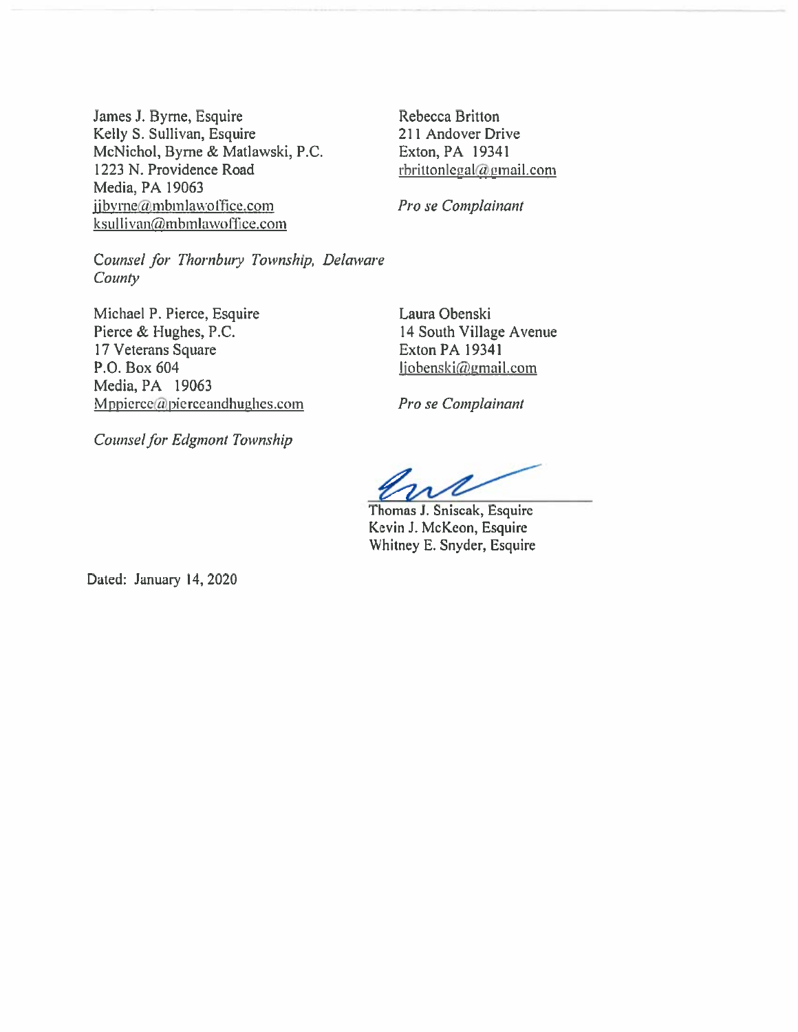James J. Byrne, Esquire
Kelly S. Sullivan, Esquire
McNichol, Byrne & Matlawski, P.C.
1223 N. Providence Road
Media, PA 19063
jjbyrne@mbmlawoffice.com
ksullivan@mbmlawoffice.com

*Counsel for Thornbury Township, Delaware County*

Rebecca Britton
211 Andover Drive
Exton, PA 19341
rbrittonlegal@gmail.com

*Pro se Complainant*

Michael P. Pierce, Esquire
Pierce & Hughes, P.C.
17 Veterans Square
P.O. Box 604
Media, PA 19063
Mppierce@pierceandhughes.com

*Counsel for Edgmont Township*

Laura Obenski
14 South Village Avenue
Exton PA 19341
ljobenski@gmail.com

*Pro se Complainant*

Thomas J. Sniscak, Esquire
Kevin J. McKeon, Esquire
Whitney E. Snyder, Esquire

Dated: January 14, 2020